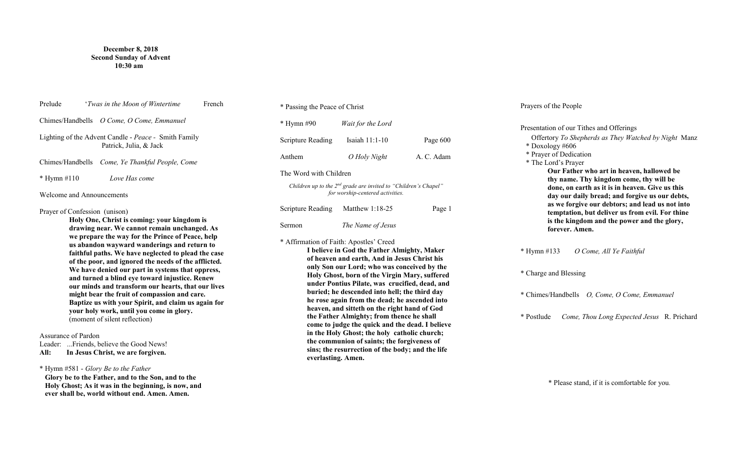**December 8, 2018**
**Second Sunday of Advent**
**10:30 am**

Prelude *'Twas in the Moon of Wintertime* French

Chimes/Handbells *O Come, O Come, Emmanuel*

Lighting of the Advent Candle - *Peace* - Smith Family
Patrick, Julia, & Jack

Chimes/Handbells *Come, Ye Thankful People, Come*

* Hymn #110 *Love Has come*

Welcome and Announcements

Prayer of Confession (unison)

**Holy One, Christ is coming: your kingdom is drawing near. We cannot remain unchanged. As we prepare the way for the Prince of Peace, help us abandon wayward wanderings and return to faithful paths. We have neglected to plead the case of the poor, and ignored the needs of the afflicted. We have denied our part in systems that oppress, and turned a blind eye toward injustice. Renew our minds and transform our hearts, that our lives might bear the fruit of compassion and care. Baptize us with your Spirit, and claim us again for your holy work, until you come in glory.**
(moment of silent reflection)

Assurance of Pardon
Leader: ...Friends, believe the Good News!
**All: In Jesus Christ, we are forgiven.**

* Hymn #581 - *Glory Be to the Father*
**Glory be to the Father, and to the Son, and to the Holy Ghost; As it was in the beginning, is now, and ever shall be, world without end. Amen. Amen.**

* Passing the Peace of Christ

* Hymn #90 *Wait for the Lord*

Scripture Reading Isaiah 11:1-10 Page 600

Anthem *O Holy Night* A. C. Adam

The Word with Children

*Children up to the 2nd grade are invited to "Children's Chapel" for worship-centered activities.*

Scripture Reading Matthew 1:18-25 Page 1

Sermon *The Name of Jesus*

* Affirmation of Faith: Apostles' Creed

**I believe in God the Father Almighty, Maker of heaven and earth, And in Jesus Christ his only Son our Lord; who was conceived by the Holy Ghost, born of the Virgin Mary, suffered under Pontius Pilate, was crucified, dead, and buried; he descended into hell; the third day he rose again from the dead; he ascended into heaven, and sitteth on the right hand of God the Father Almighty; from thence he shall come to judge the quick and the dead. I believe in the Holy Ghost; the holy catholic church; the communion of saints; the forgiveness of sins; the resurrection of the body; and the life everlasting. Amen.**

Prayers of the People

Presentation of our Tithes and Offerings
Offertory *To Shepherds as They Watched by Night* Manz
* Doxology #606
* Prayer of Dedication
* The Lord's Prayer

**Our Father who art in heaven, hallowed be thy name. Thy kingdom come, thy will be done, on earth as it is in heaven. Give us this day our daily bread; and forgive us our debts, as we forgive our debtors; and lead us not into temptation, but deliver us from evil. For thine is the kingdom and the power and the glory, forever. Amen.**

* Hymn #133 *O Come, All Ye Faithful*

* Charge and Blessing

* Chimes/Handbells *O, Come, O Come, Emmanuel*

* Postlude *Come, Thou Long Expected Jesus* R. Prichard

* Please stand, if it is comfortable for you.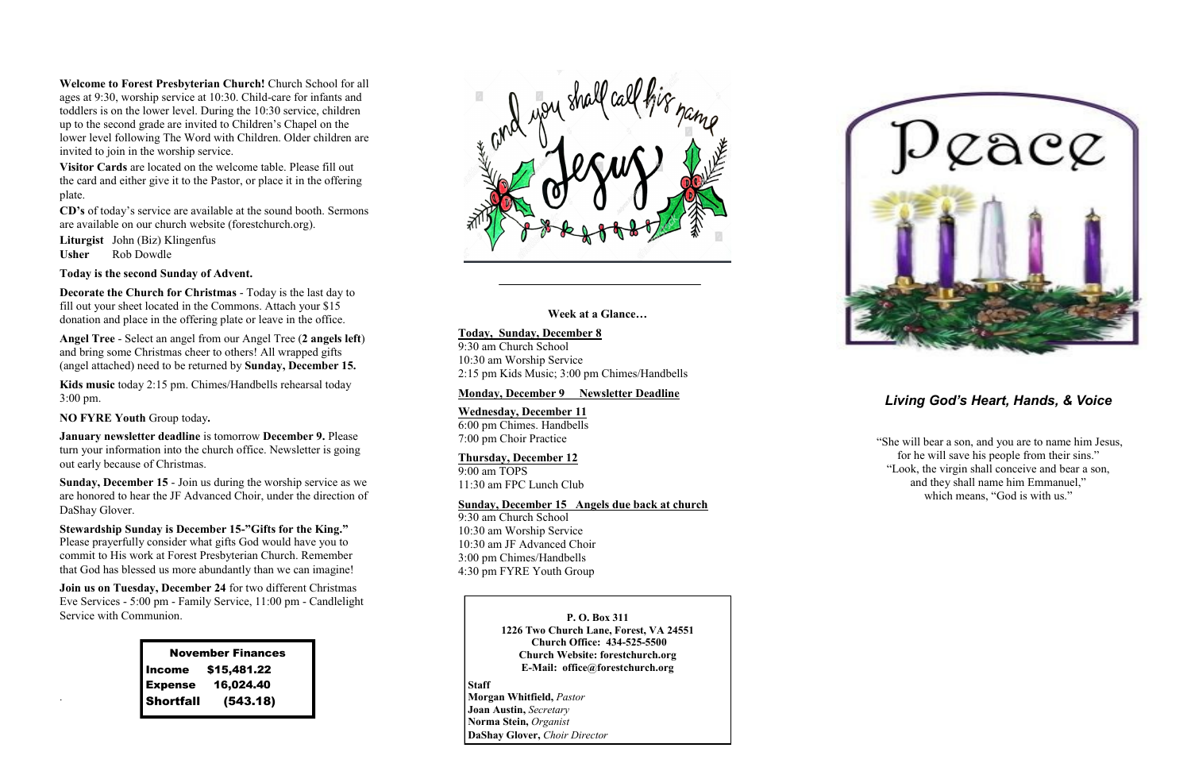**Welcome to Forest Presbyterian Church!** Church School for all ages at 9:30, worship service at 10:30. Child-care for infants and toddlers is on the lower level. During the 10:30 service, children up to the second grade are invited to Children's Chapel on the lower level following The Word with Children. Older children are invited to join in the worship service.

**Visitor Cards** are located on the welcome table. Please fill out the card and either give it to the Pastor, or place it in the offering plate.

**CD's** of today's service are available at the sound booth. Sermons are available on our church website (forestchurch.org).

**Liturgist** John (Biz) Klingenfus
**Usher** Rob Dowdle

**Today is the second Sunday of Advent.**

**Decorate the Church for Christmas** - Today is the last day to fill out your sheet located in the Commons. Attach your $15 donation and place in the offering plate or leave in the office.

**Angel Tree** - Select an angel from our Angel Tree (**2 angels left**) and bring some Christmas cheer to others! All wrapped gifts (angel attached) need to be returned by **Sunday, December 15.**

**Kids music** today 2:15 pm. Chimes/Handbells rehearsal today 3:00 pm.

**NO FYRE Youth** Group today**.**

**January newsletter deadline** is tomorrow **December 9.** Please turn your information into the church office. Newsletter is going out early because of Christmas.

**Sunday, December 15** - Join us during the worship service as we are honored to hear the JF Advanced Choir, under the direction of DaShay Glover.

**Stewardship Sunday is December 15-"Gifts for the King."** Please prayerfully consider what gifts God would have you to commit to His work at Forest Presbyterian Church. Remember that God has blessed us more abundantly than we can imagine!

**Join us on Tuesday, December 24** for two different Christmas Eve Services - 5:00 pm - Family Service, 11:00 pm - Candlelight Service with Communion.

| November Finances | |
|---|---|
| Income | $15,481.22 |
| Expense | 16,024.40 |
| Shortfall | (543.18) |

and you shall call his name Jesus

**Week at a Glance…**

**Today, Sunday, December 8**
9:30 am Church School
10:30 am Worship Service
2:15 pm Kids Music; 3:00 pm Chimes/Handbells

**Monday, December 9 Newsletter Deadline**

**Wednesday, December 11**
6:00 pm Chimes. Handbells
7:00 pm Choir Practice

**Thursday, December 12**
9:00 am TOPS
11:30 am FPC Lunch Club

**Sunday, December 15 Angels due back at church**
9:30 am Church School
10:30 am Worship Service
10:30 am JF Advanced Choir
3:00 pm Chimes/Handbells
4:30 pm FYRE Youth Group

**P. O. Box 311**
**1226 Two Church Lane, Forest, VA 24551**
**Church Office: 434-525-5500**
**Church Website: forestchurch.org**
**E-Mail: office@forestchurch.org**

**Staff**
**Morgan Whitfield,** *Pastor*
**Joan Austin,** *Secretary*
**Norma Stein,** *Organist*
**DaShay Glover,** *Choir Director*

Peace

*Living God's Heart, Hands, & Voice*

"She will bear a son, and you are to name him Jesus, for he will save his people from their sins." "Look, the virgin shall conceive and bear a son, and they shall name him Emmanuel," which means, "God is with us."